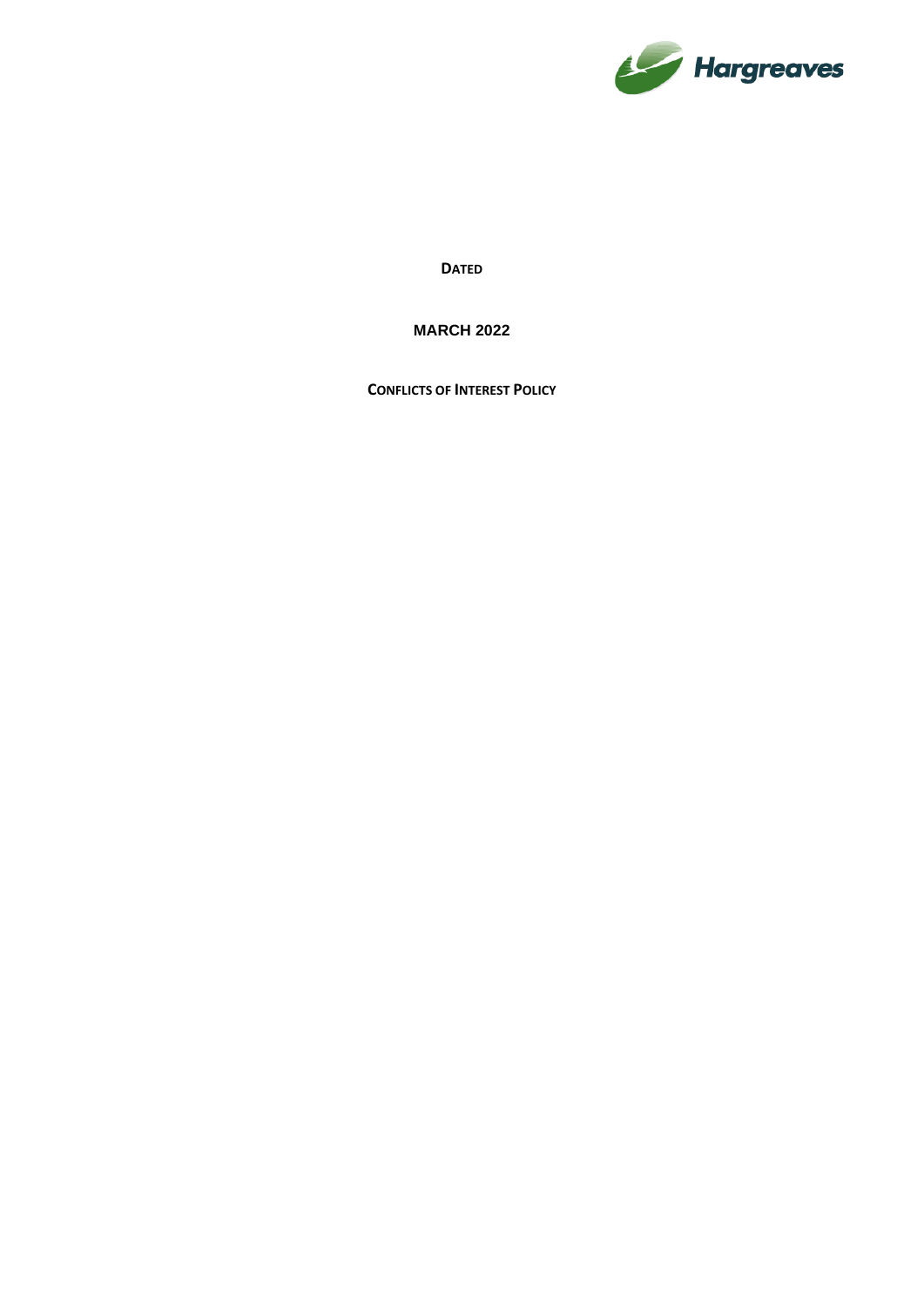Hargreaves

**DATED**

**MARCH 2022**

**CONFLICTS OF INTEREST POLICY**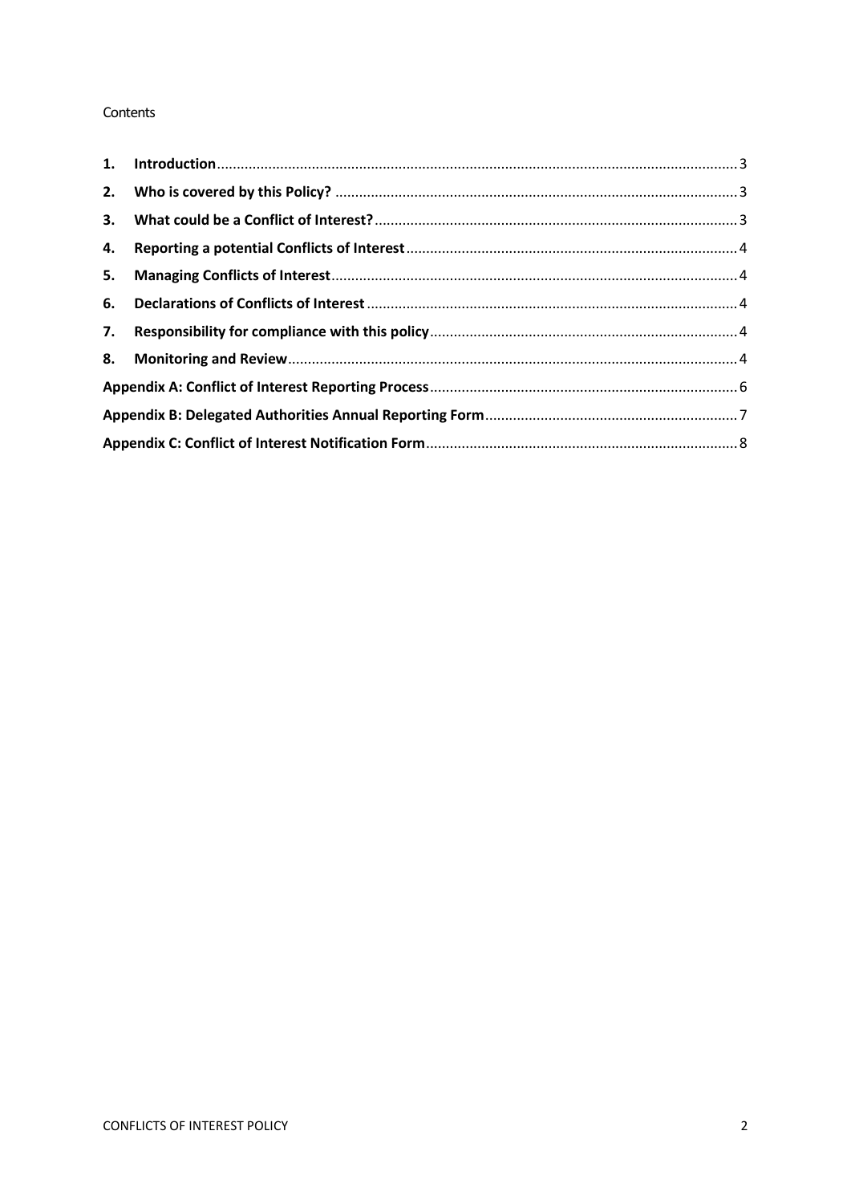Contents

1. **Introduction** ........ 3
2. **Who is covered by this Policy?** ........ 3
3. **What could be a Conflict of Interest?** ........ 3
4. **Reporting a potential Conflicts of Interest** ........ 4
5. **Managing Conflicts of Interest** ........ 4
6. **Declarations of Conflicts of Interest** ........ 4
7. **Responsibility for compliance with this policy** ........ 4
8. **Monitoring and Review** ........ 4

**Appendix A: Conflict of Interest Reporting Process** ........ 6

**Appendix B: Delegated Authorities Annual Reporting Form** ........ 7

**Appendix C: Conflict of Interest Notification Form** ........ 8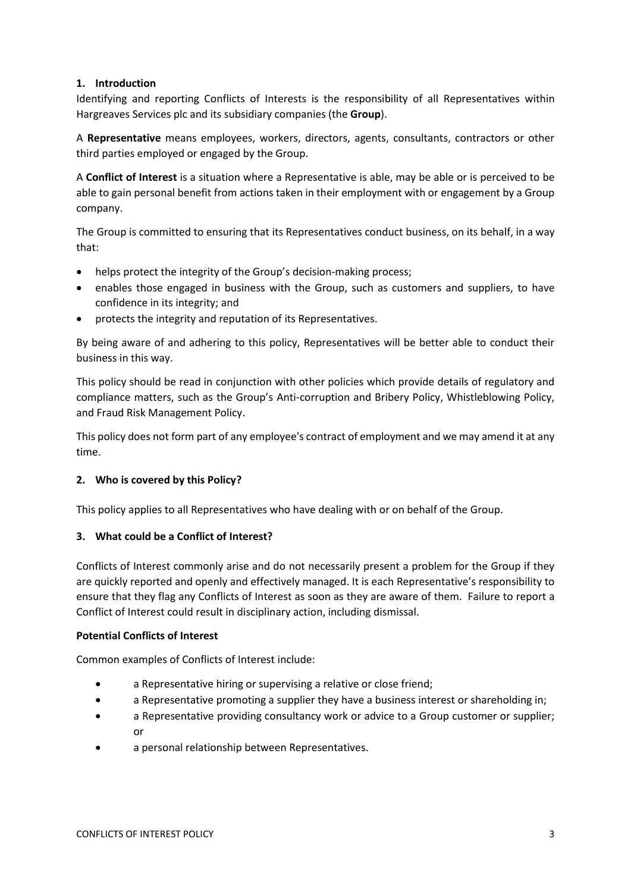## 1. Introduction

Identifying and reporting Conflicts of Interests is the responsibility of all Representatives within Hargreaves Services plc and its subsidiary companies (the **Group**).

A **Representative** means employees, workers, directors, agents, consultants, contractors or other third parties employed or engaged by the Group.

A **Conflict of Interest** is a situation where a Representative is able, may be able or is perceived to be able to gain personal benefit from actions taken in their employment with or engagement by a Group company.

The Group is committed to ensuring that its Representatives conduct business, on its behalf, in a way that:

- helps protect the integrity of the Group's decision-making process;
- enables those engaged in business with the Group, such as customers and suppliers, to have confidence in its integrity; and
- protects the integrity and reputation of its Representatives.

By being aware of and adhering to this policy, Representatives will be better able to conduct their business in this way.

This policy should be read in conjunction with other policies which provide details of regulatory and compliance matters, such as the Group's Anti-corruption and Bribery Policy, Whistleblowing Policy, and Fraud Risk Management Policy.

This policy does not form part of any employee's contract of employment and we may amend it at any time.

## 2. Who is covered by this Policy?

This policy applies to all Representatives who have dealing with or on behalf of the Group.

## 3. What could be a Conflict of Interest?

Conflicts of Interest commonly arise and do not necessarily present a problem for the Group if they are quickly reported and openly and effectively managed. It is each Representative's responsibility to ensure that they flag any Conflicts of Interest as soon as they are aware of them. Failure to report a Conflict of Interest could result in disciplinary action, including dismissal.

**Potential Conflicts of Interest**

Common examples of Conflicts of Interest include:

- a Representative hiring or supervising a relative or close friend;
- a Representative promoting a supplier they have a business interest or shareholding in;
- a Representative providing consultancy work or advice to a Group customer or supplier; or
- a personal relationship between Representatives.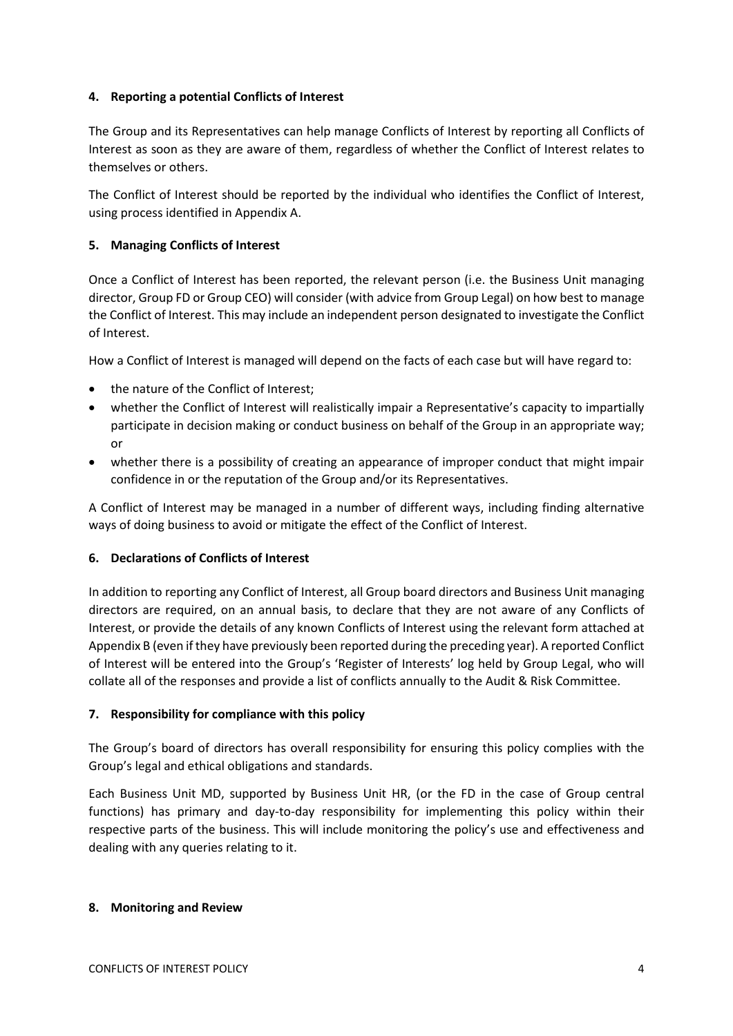## 4. Reporting a potential Conflicts of Interest

The Group and its Representatives can help manage Conflicts of Interest by reporting all Conflicts of Interest as soon as they are aware of them, regardless of whether the Conflict of Interest relates to themselves or others.

The Conflict of Interest should be reported by the individual who identifies the Conflict of Interest, using process identified in Appendix A.

## 5. Managing Conflicts of Interest

Once a Conflict of Interest has been reported, the relevant person (i.e. the Business Unit managing director, Group FD or Group CEO) will consider (with advice from Group Legal) on how best to manage the Conflict of Interest. This may include an independent person designated to investigate the Conflict of Interest.

How a Conflict of Interest is managed will depend on the facts of each case but will have regard to:

- the nature of the Conflict of Interest;
- whether the Conflict of Interest will realistically impair a Representative's capacity to impartially participate in decision making or conduct business on behalf of the Group in an appropriate way; or
- whether there is a possibility of creating an appearance of improper conduct that might impair confidence in or the reputation of the Group and/or its Representatives.

A Conflict of Interest may be managed in a number of different ways, including finding alternative ways of doing business to avoid or mitigate the effect of the Conflict of Interest.

## 6. Declarations of Conflicts of Interest

In addition to reporting any Conflict of Interest, all Group board directors and Business Unit managing directors are required, on an annual basis, to declare that they are not aware of any Conflicts of Interest, or provide the details of any known Conflicts of Interest using the relevant form attached at Appendix B (even if they have previously been reported during the preceding year). A reported Conflict of Interest will be entered into the Group's 'Register of Interests' log held by Group Legal, who will collate all of the responses and provide a list of conflicts annually to the Audit & Risk Committee.

## 7. Responsibility for compliance with this policy

The Group's board of directors has overall responsibility for ensuring this policy complies with the Group's legal and ethical obligations and standards.

Each Business Unit MD, supported by Business Unit HR, (or the FD in the case of Group central functions) has primary and day-to-day responsibility for implementing this policy within their respective parts of the business. This will include monitoring the policy's use and effectiveness and dealing with any queries relating to it.

## 8. Monitoring and Review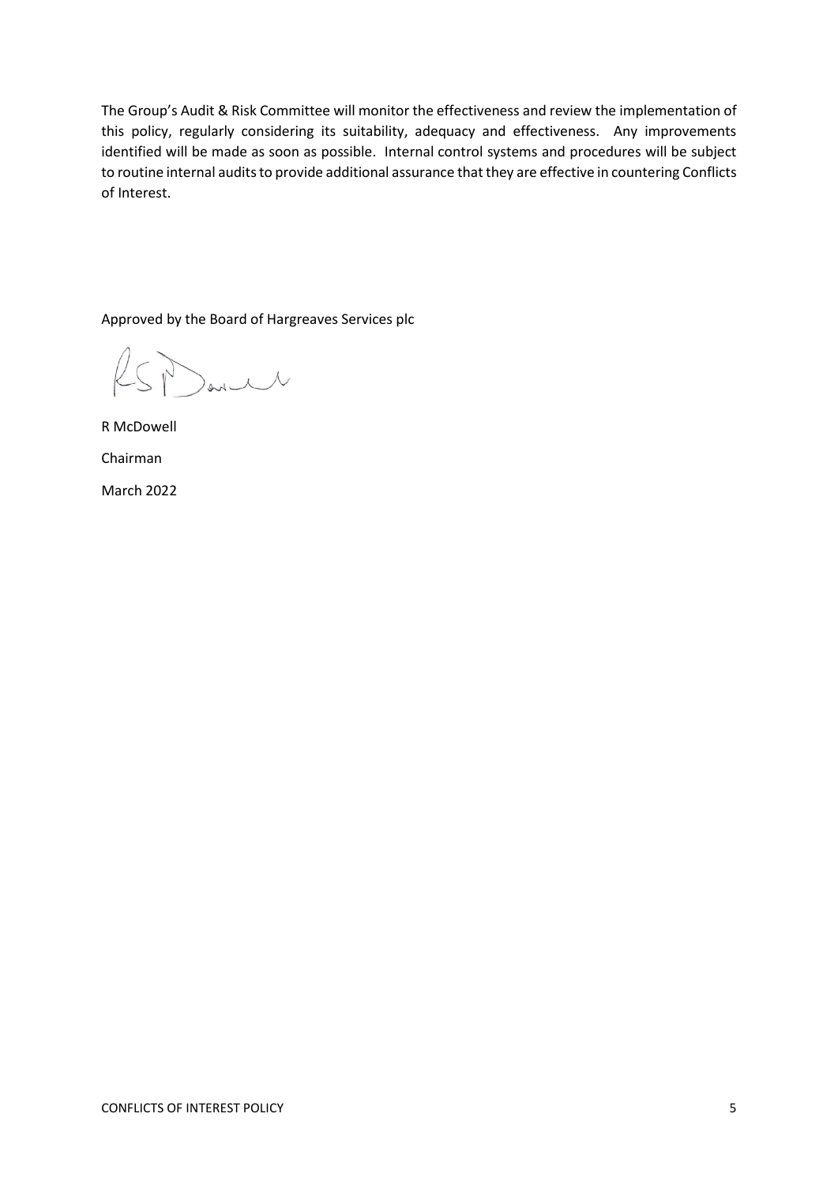The Group's Audit & Risk Committee will monitor the effectiveness and review the implementation of this policy, regularly considering its suitability, adequacy and effectiveness. Any improvements identified will be made as soon as possible. Internal control systems and procedures will be subject to routine internal audits to provide additional assurance that they are effective in countering Conflicts of Interest.

Approved by the Board of Hargreaves Services plc

R McDowell

Chairman

March 2022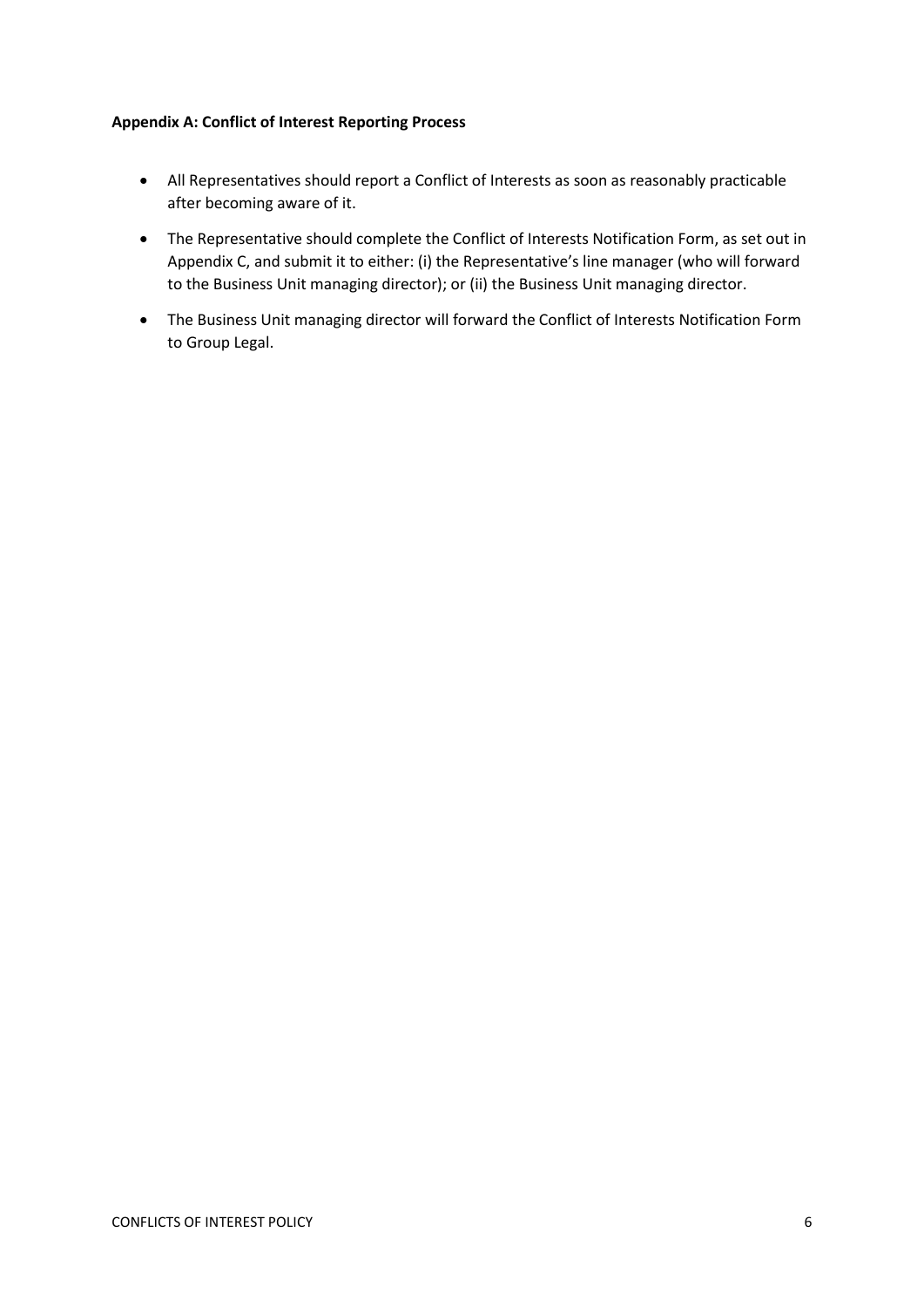**Appendix A: Conflict of Interest Reporting Process**

- All Representatives should report a Conflict of Interests as soon as reasonably practicable after becoming aware of it.
- The Representative should complete the Conflict of Interests Notification Form, as set out in Appendix C, and submit it to either: (i) the Representative's line manager (who will forward to the Business Unit managing director); or (ii) the Business Unit managing director.
- The Business Unit managing director will forward the Conflict of Interests Notification Form to Group Legal.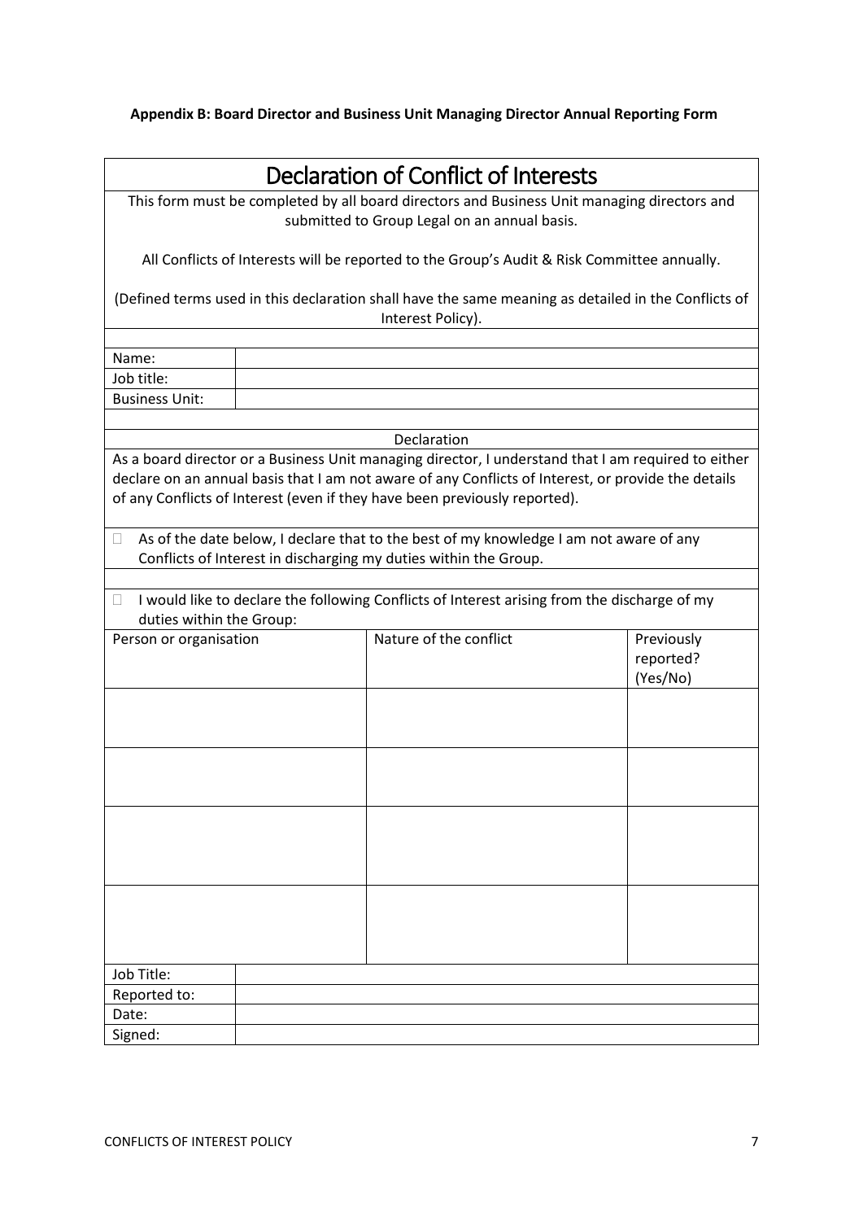**Appendix B: Board Director and Business Unit Managing Director Annual Reporting Form**

# Declaration of Conflict of Interests

This form must be completed by all board directors and Business Unit managing directors and submitted to Group Legal on an annual basis.

All Conflicts of Interests will be reported to the Group's Audit & Risk Committee annually.

(Defined terms used in this declaration shall have the same meaning as detailed in the Conflicts of Interest Policy).

| | |
|---|---|
| Name: | |
| Job title: | |
| Business Unit: | |

**Declaration**

As a board director or a Business Unit managing director, I understand that I am required to either declare on an annual basis that I am not aware of any Conflicts of Interest, or provide the details of any Conflicts of Interest (even if they have been previously reported).

☐ As of the date below, I declare that to the best of my knowledge I am not aware of any Conflicts of Interest in discharging my duties within the Group.

☐ I would like to declare the following Conflicts of Interest arising from the discharge of my duties within the Group:

| Person or organisation | Nature of the conflict | Previously reported? (Yes/No) |
|---|---|---|
| | | |
| | | |
| | | |
| | | |

| | |
|---|---|
| Job Title: | |
| Reported to: | |
| Date: | |
| Signed: | |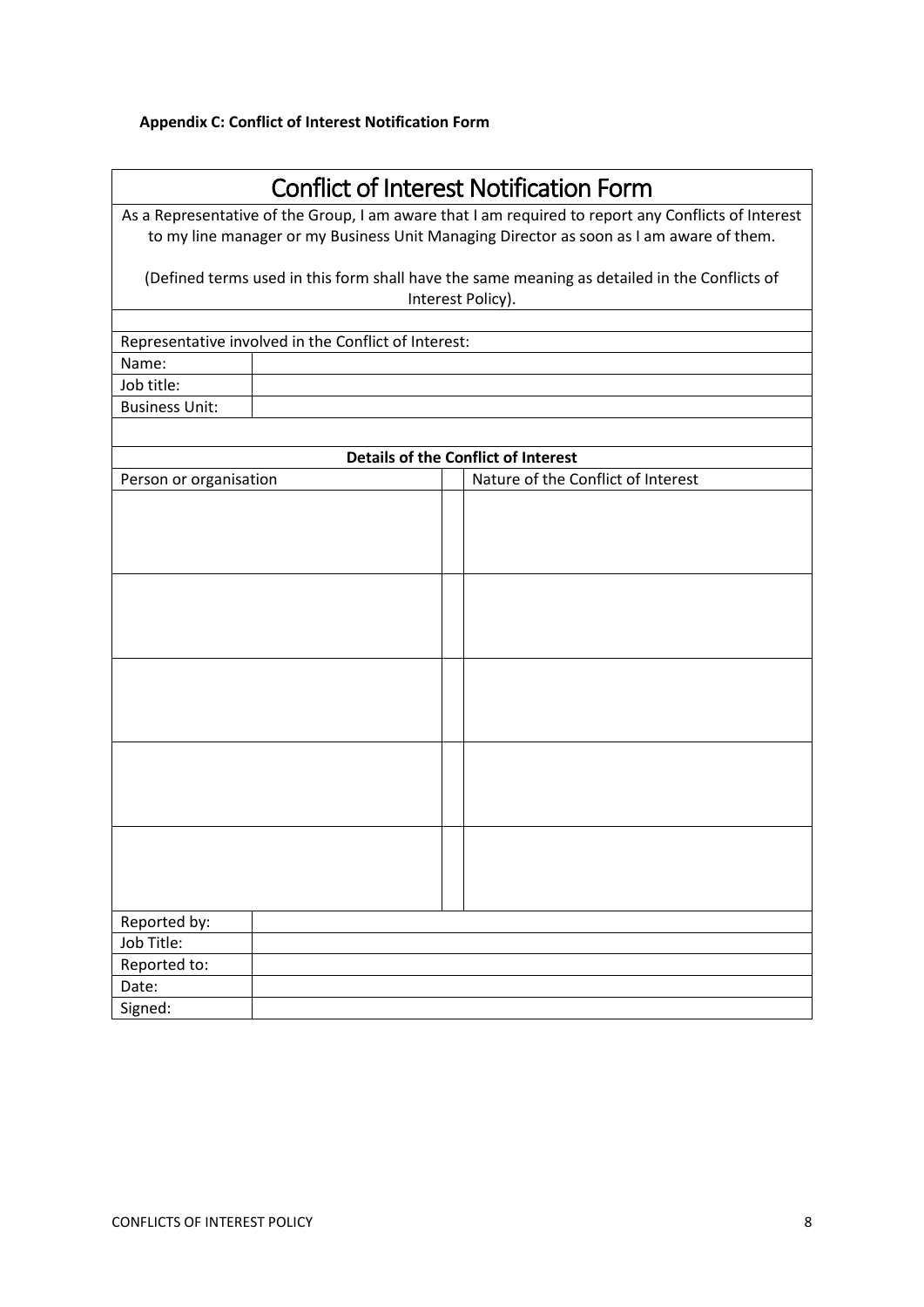**Appendix C: Conflict of Interest Notification Form**

# Conflict of Interest Notification Form

As a Representative of the Group, I am aware that I am required to report any Conflicts of Interest to my line manager or my Business Unit Managing Director as soon as I am aware of them.

(Defined terms used in this form shall have the same meaning as detailed in the Conflicts of Interest Policy).

Representative involved in the Conflict of Interest:

| | |
|---|---|
| Name: | |
| Job title: | |
| Business Unit: | |

**Details of the Conflict of Interest**

| Person or organisation | | Nature of the Conflict of Interest |
|---|---|---|
| | | |
| | | |
| | | |
| | | |
| | | |

| | |
|---|---|
| Reported by: | |
| Job Title: | |
| Reported to: | |
| Date: | |
| Signed: | |